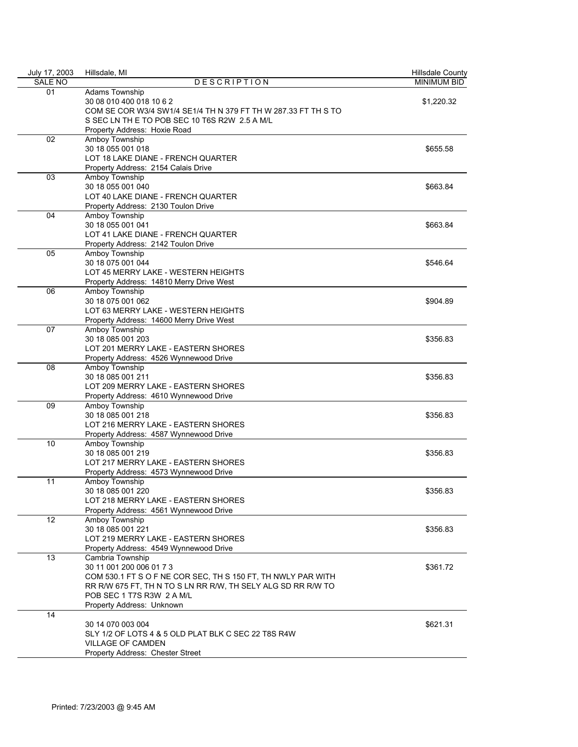July 17, 2003 Hillsdale, MI Hillsdale County

| SALE NO | DESCRIPTION | MINIMUM BID |
|---|---|---|
| 01 | Adams Township<br>30 08 010 400 018 10 6 2<br>COM SE COR W3/4 SW1/4 SE1/4 TH N 379 FT TH W 287.33 FT TH S TO S SEC LN TH E TO POB SEC 10 T6S R2W 2.5 A M/L<br>Property Address: Hoxie Road | $1,220.32 |
| 02 | Amboy Township<br>30 18 055 001 018<br>LOT 18 LAKE DIANE - FRENCH QUARTER<br>Property Address: 2154 Calais Drive | $655.58 |
| 03 | Amboy Township<br>30 18 055 001 040<br>LOT 40 LAKE DIANE - FRENCH QUARTER<br>Property Address: 2130 Toulon Drive | $663.84 |
| 04 | Amboy Township<br>30 18 055 001 041<br>LOT 41 LAKE DIANE - FRENCH QUARTER<br>Property Address: 2142 Toulon Drive | $663.84 |
| 05 | Amboy Township<br>30 18 075 001 044<br>LOT 45 MERRY LAKE - WESTERN HEIGHTS<br>Property Address: 14810 Merry Drive West | $546.64 |
| 06 | Amboy Township<br>30 18 075 001 062<br>LOT 63 MERRY LAKE - WESTERN HEIGHTS<br>Property Address: 14600 Merry Drive West | $904.89 |
| 07 | Amboy Township<br>30 18 085 001 203<br>LOT 201 MERRY LAKE - EASTERN SHORES<br>Property Address: 4526 Wynnewood Drive | $356.83 |
| 08 | Amboy Township<br>30 18 085 001 211<br>LOT 209 MERRY LAKE - EASTERN SHORES<br>Property Address: 4610 Wynnewood Drive | $356.83 |
| 09 | Amboy Township<br>30 18 085 001 218<br>LOT 216 MERRY LAKE - EASTERN SHORES<br>Property Address: 4587 Wynnewood Drive | $356.83 |
| 10 | Amboy Township<br>30 18 085 001 219<br>LOT 217 MERRY LAKE - EASTERN SHORES<br>Property Address: 4573 Wynnewood Drive | $356.83 |
| 11 | Amboy Township<br>30 18 085 001 220<br>LOT 218 MERRY LAKE - EASTERN SHORES<br>Property Address: 4561 Wynnewood Drive | $356.83 |
| 12 | Amboy Township<br>30 18 085 001 221<br>LOT 219 MERRY LAKE - EASTERN SHORES<br>Property Address: 4549 Wynnewood Drive | $356.83 |
| 13 | Cambria Township<br>30 11 001 200 006 01 7 3<br>COM 530.1 FT S O F NE COR SEC, TH S 150 FT, TH NWLY PAR WITH RR R/W 675 FT, TH N TO S LN RR R/W, TH SELY ALG SD RR R/W TO POB SEC 1 T7S R3W 2 A M/L<br>Property Address: Unknown | $361.72 |
| 14 | 30 14 070 003 004<br>SLY 1/2 OF LOTS 4 & 5 OLD PLAT BLK C SEC 22 T8S R4W<br>VILLAGE OF CAMDEN<br>Property Address: Chester Street | $621.31 |

Printed: 7/23/2003 @ 9:45 AM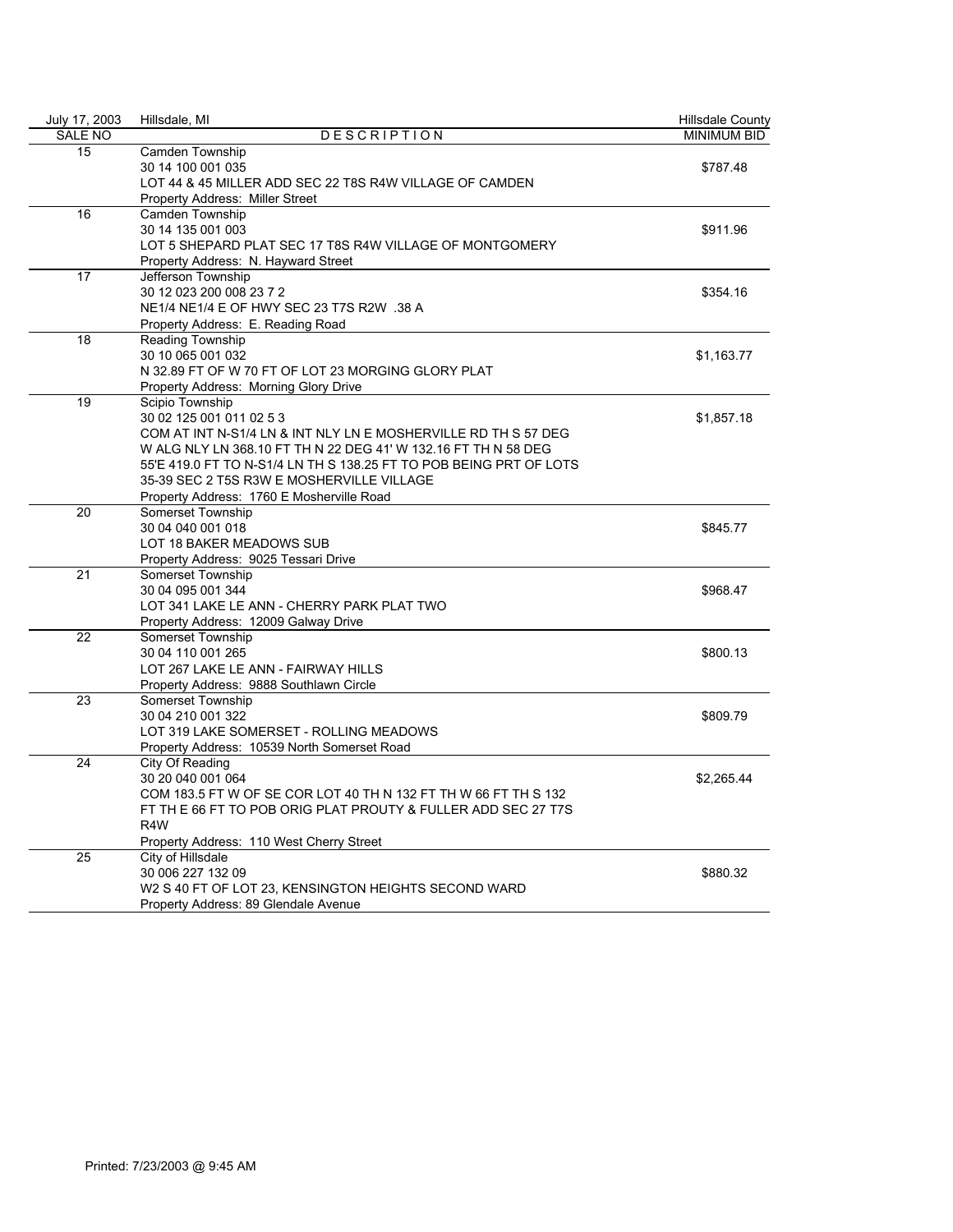| July 17, 2003 | Hillsdale, MI | Hillsdale County |
|---|---|---|
| SALE NO | DESCRIPTION | MINIMUM BID |
| 15 | Camden Township<br>30 14 100 001 035<br>LOT 44 & 45 MILLER ADD SEC 22 T8S R4W VILLAGE OF CAMDEN<br>Property Address: Miller Street | $787.48 |
| 16 | Camden Township<br>30 14 135 001 003<br>LOT 5 SHEPARD PLAT SEC 17 T8S R4W VILLAGE OF MONTGOMERY<br>Property Address: N. Hayward Street | $911.96 |
| 17 | Jefferson Township<br>30 12 023 200 008 23 7 2<br>NE1/4 NE1/4 E OF HWY SEC 23 T7S R2W .38 A<br>Property Address: E. Reading Road | $354.16 |
| 18 | Reading Township<br>30 10 065 001 032<br>N 32.89 FT OF W 70 FT OF LOT 23 MORGING GLORY PLAT<br>Property Address: Morning Glory Drive | $1,163.77 |
| 19 | Scipio Township<br>30 02 125 001 011 02 5 3<br>COM AT INT N-S1/4 LN & INT NLY LN E MOSHERVILLE RD TH S 57 DEG W ALG NLY LN 368.10 FT TH N 22 DEG 41' W 132.16 FT TH N 58 DEG 55'E 419.0 FT TO N-S1/4 LN TH S 138.25 FT TO POB BEING PRT OF LOTS 35-39 SEC 2 T5S R3W E MOSHERVILLE VILLAGE<br>Property Address: 1760 E Mosherville Road | $1,857.18 |
| 20 | Somerset Township<br>30 04 040 001 018<br>LOT 18 BAKER MEADOWS SUB<br>Property Address: 9025 Tessari Drive | $845.77 |
| 21 | Somerset Township<br>30 04 095 001 344<br>LOT 341 LAKE LE ANN - CHERRY PARK PLAT TWO<br>Property Address: 12009 Galway Drive | $968.47 |
| 22 | Somerset Township<br>30 04 110 001 265<br>LOT 267 LAKE LE ANN - FAIRWAY HILLS<br>Property Address: 9888 Southlawn Circle | $800.13 |
| 23 | Somerset Township<br>30 04 210 001 322<br>LOT 319 LAKE SOMERSET - ROLLING MEADOWS<br>Property Address: 10539 North Somerset Road | $809.79 |
| 24 | City Of Reading<br>30 20 040 001 064<br>COM 183.5 FT W OF SE COR LOT 40 TH N 132 FT TH W 66 FT TH S 132 FT TH E 66 FT TO POB ORIG PLAT PROUTY & FULLER ADD SEC 27 T7S R4W<br>Property Address: 110 West Cherry Street | $2,265.44 |
| 25 | City of Hillsdale<br>30 006 227 132 09<br>W2 S 40 FT OF LOT 23, KENSINGTON HEIGHTS SECOND WARD<br>Property Address: 89 Glendale Avenue | $880.32 |

Printed: 7/23/2003 @ 9:45 AM